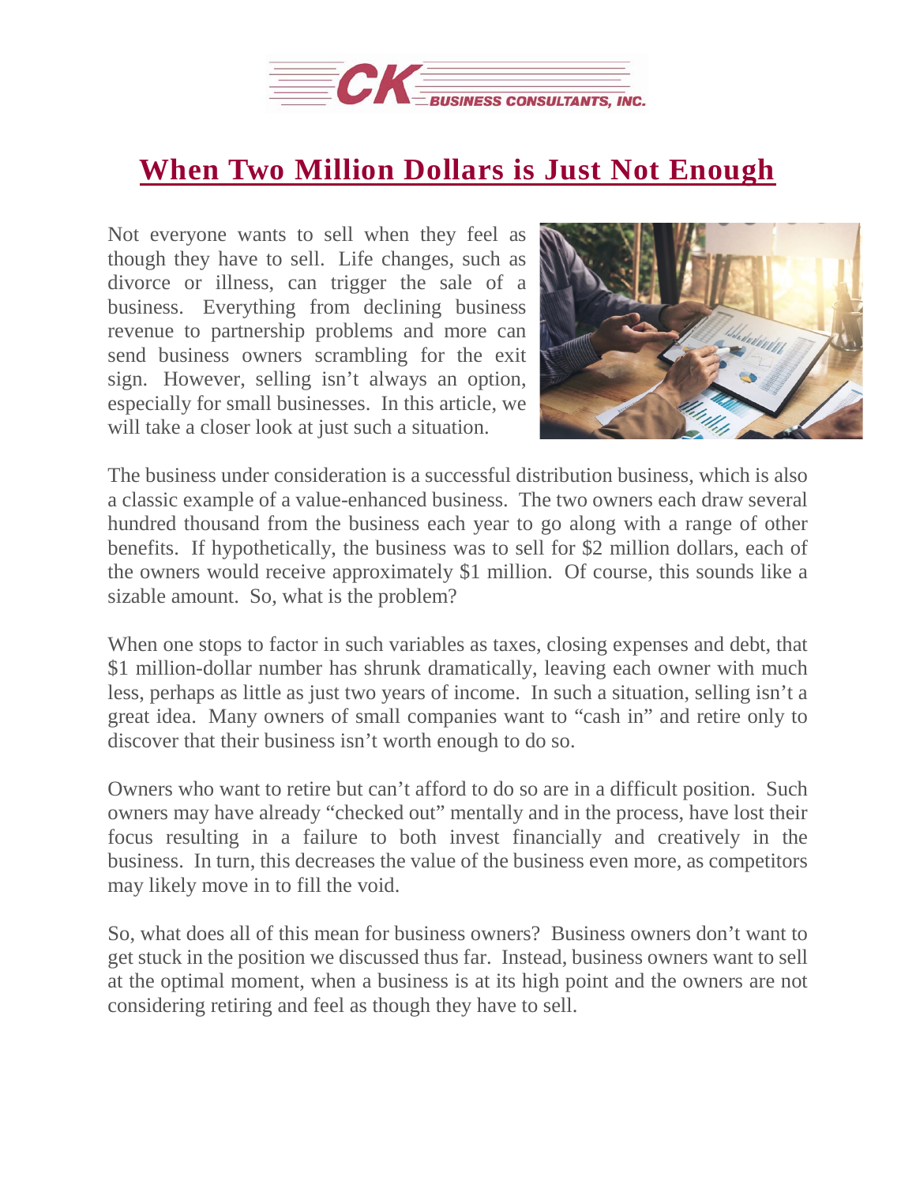# When Two Million Dollars is Just Not Enough

Not everyone wants to sell when they feel as though they have to sell. Life changes, such as divorce or illness, can trigger the sale of a business. Everything from declining business revenue to partnership problems and more can send business owners scrambling for the exit sign. However, selling isn't always an option, especially for small businesses. In this article, we will take a closer look at just such a situation.

The business under consideration is a successful distribution business, which is also a classic example of a value-enhanced business. The two owners each draw several hundred thousand from the business each year to go along with a range of other benefits. If hypothetically, the business was to sell for $2 million dollars, each of the owners would receive approximately $1 million. Of course, this sounds like a sizable amount. So, what is the problem?

When one stops to factor in such variables as taxes, closing expenses and debt, that $1 million-dollar number has shrunk dramatically, leaving each owner with much less, perhaps as little as just two years of income. In such a situation, selling isn't a great idea. Many owners of small companies want to "cash in" and retire only to discover that their business isn't worth enough to do so.

Owners who want to retire but can't afford to do so are in a difficult position. Such owners may have already "checked out" mentally and in the process, have lost their focus resulting in a failure to both invest financially and creatively in the business. In turn, this decreases the value of the business even more, as competitors may likely move in to fill the void.

So, what does all of this mean for business owners? Business owners don't want to get stuck in the position we discussed thus far. Instead, business owners want to sell at the optimal moment, when a business is at its high point and the owners are not considering retiring and feel as though they have to sell.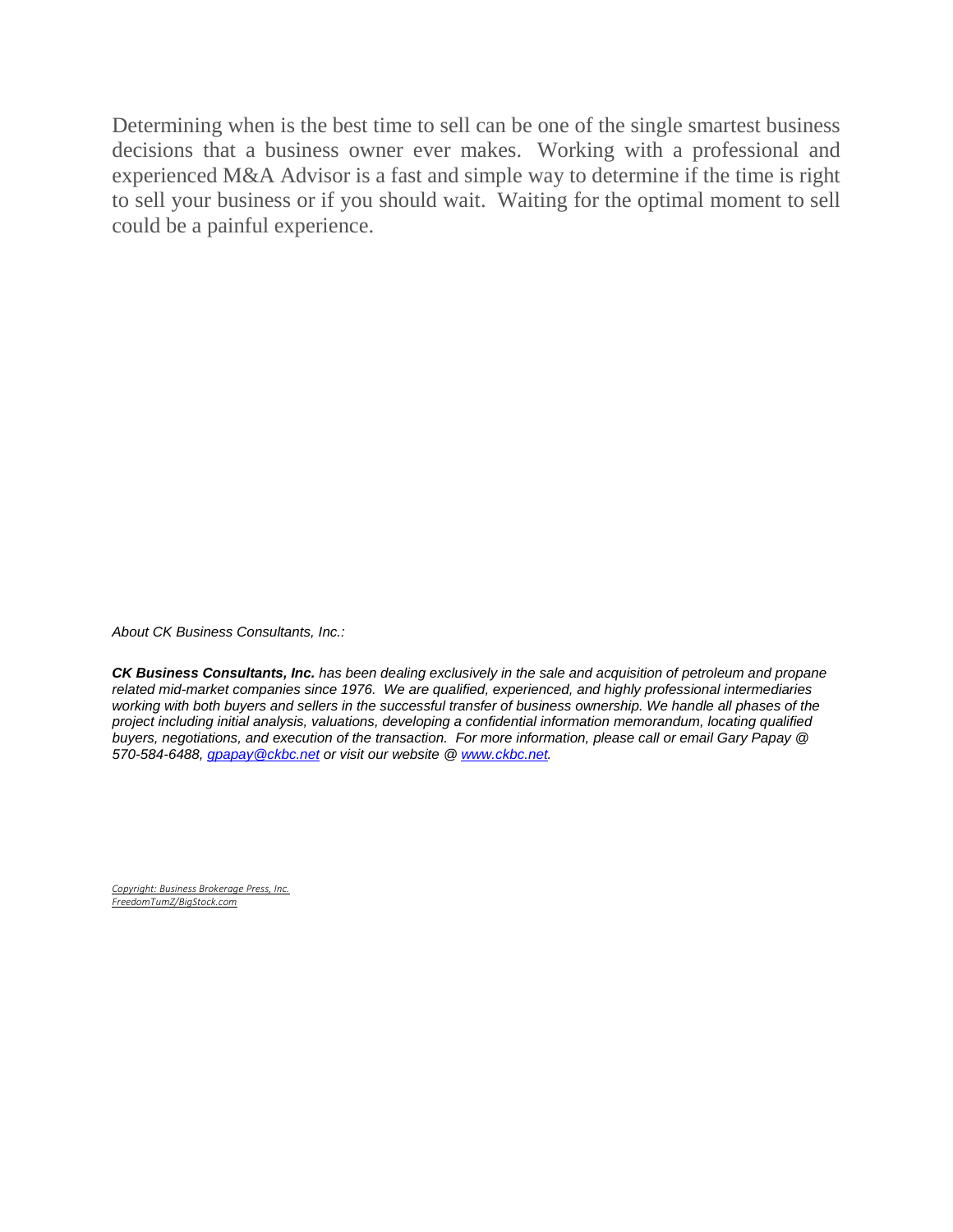Determining when is the best time to sell can be one of the single smartest business decisions that a business owner ever makes. Working with a professional and experienced M&A Advisor is a fast and simple way to determine if the time is right to sell your business or if you should wait. Waiting for the optimal moment to sell could be a painful experience.

*About CK Business Consultants, Inc.:*

***CK Business Consultants, Inc.*** *has been dealing exclusively in the sale and acquisition of petroleum and propane related mid-market companies since 1976. We are qualified, experienced, and highly professional intermediaries working with both buyers and sellers in the successful transfer of business ownership. We handle all phases of the project including initial analysis, valuations, developing a confidential information memorandum, locating qualified buyers, negotiations, and execution of the transaction. For more information, please call or email Gary Papay @ 570-584-6488, [gpapay@ckbc.net](mailto:gpapay@ckbc.net) or visit our website @ [www.ckbc.net](http://www.ckbc.net).*

*Copyright: Business Brokerage Press, Inc.*
*FreedomTumZ/BigStock.com*